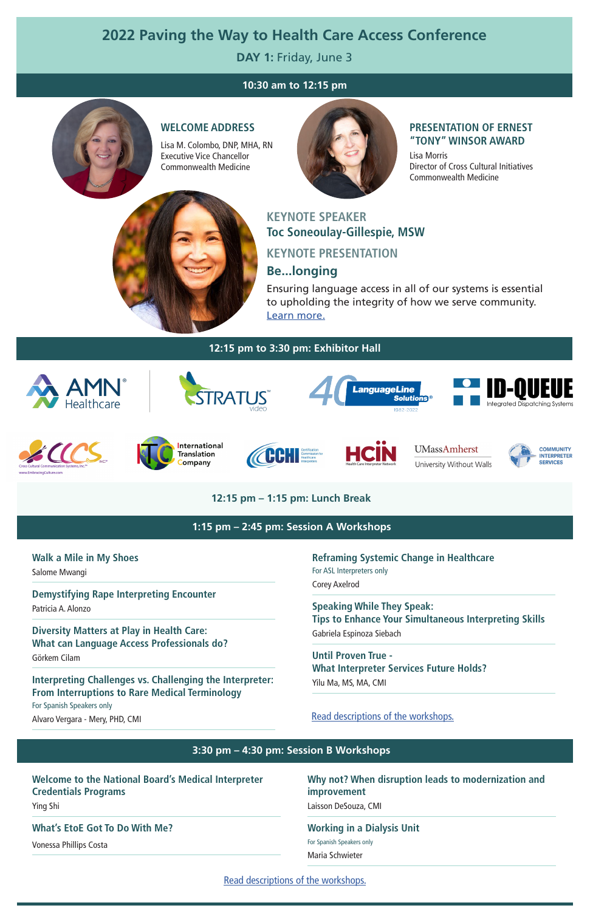# 2022 Paving the Way to Health Care Access Conference

**DAY 1:** Friday, June 3

## 10:30 am to 12:15 pm

### WELCOME ADDRESS

Lisa M. Colombo, DNP, MHA, RN
Executive Vice Chancellor
Commonwealth Medicine

### PRESENTATION OF ERNEST "TONY" WINSOR AWARD

Lisa Morris
Director of Cross Cultural Initiatives
Commonwealth Medicine

### KEYNOTE SPEAKER

**Toc Soneoulay-Gillespie, MSW**

### KEYNOTE PRESENTATION

**Be...longing**

Ensuring language access in all of our systems is essential to upholding the integrity of how we serve community.
Learn more.

## 12:15 pm to 3:30 pm: Exhibitor Hall

AMN Healthcare | STRATUS video | 40 LanguageLine Solutions 1982-2022 | ID-QUEUE Integrated Dispatching Systems | CCCS Cross Cultural Communication Systems, Inc. www.EmbracingCulture.com | ITC International Translation Company | CCHI Certification Commission for Healthcare Interpreters | HCIN Health Care Interpreter Network | UMassAmherst University Without Walls | Community Interpreter Services

## 12:15 pm – 1:15 pm: Lunch Break

## 1:15 pm – 2:45 pm: Session A Workshops

**Walk a Mile in My Shoes**
Salome Mwangi

**Demystifying Rape Interpreting Encounter**
Patricia A. Alonzo

**Diversity Matters at Play in Health Care: What can Language Access Professionals do?**
Görkem Cilam

**Interpreting Challenges vs. Challenging the Interpreter: From Interruptions to Rare Medical Terminology**
For Spanish Speakers only
Alvaro Vergara - Mery, PHD, CMI

**Reframing Systemic Change in Healthcare**
For ASL Interpreters only
Corey Axelrod

**Speaking While They Speak: Tips to Enhance Your Simultaneous Interpreting Skills**
Gabriela Espinoza Siebach

**Until Proven True - What Interpreter Services Future Holds?**
Yilu Ma, MS, MA, CMI

Read descriptions of the workshops.

## 3:30 pm – 4:30 pm: Session B Workshops

**Welcome to the National Board's Medical Interpreter Credentials Programs**
Ying Shi

**What's EtoE Got To Do With Me?**
Vonessa Phillips Costa

**Why not? When disruption leads to modernization and improvement**
Laisson DeSouza, CMI

**Working in a Dialysis Unit**
For Spanish Speakers only
Maria Schwieter

Read descriptions of the workshops.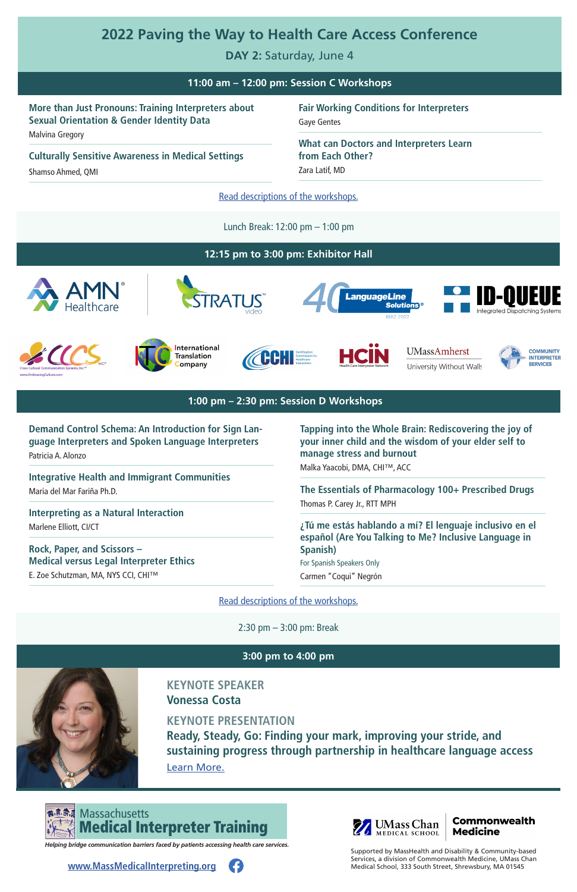# 2022 Paving the Way to Health Care Access Conference

**DAY 2:** Saturday, June 4

## 11:00 am – 12:00 pm: Session C Workshops

**More than Just Pronouns: Training Interpreters about Sexual Orientation & Gender Identity Data**
Malvina Gregory

**Culturally Sensitive Awareness in Medical Settings**
Shamso Ahmed, QMI

**Fair Working Conditions for Interpreters**
Gaye Gentes

**What can Doctors and Interpreters Learn from Each Other?**
Zara Latif, MD

Read descriptions of the workshops.

Lunch Break: 12:00 pm – 1:00 pm

## 12:15 pm to 3:00 pm: Exhibitor Hall

AMN Healthcare

STRATUS video

40 LanguageLine Solutions 1982-2022

ID-QUEUE Integrated Dispatching Systems

CCCS Inc. Cross Cultural Communication Systems, Inc. www.EmbracingCulture.com

ITC International Translation Company

CCHI Certification Commission for Healthcare Interpreters

HCIN Health Care Interpreter Network

UMassAmherst University Without Walls

Community Interpreter Services

## 1:00 pm – 2:30 pm: Session D Workshops

**Demand Control Schema: An Introduction for Sign Language Interpreters and Spoken Language Interpreters**
Patricia A. Alonzo

**Integrative Health and Immigrant Communities**
Maria del Mar Fariña Ph.D.

**Interpreting as a Natural Interaction**
Marlene Elliott, CI/CT

**Rock, Paper, and Scissors – Medical versus Legal Interpreter Ethics**
E. Zoe Schutzman, MA, NYS CCI, CHI™

**Tapping into the Whole Brain: Rediscovering the joy of your inner child and the wisdom of your elder self to manage stress and burnout**
Malka Yaacobi, DMA, CHI™, ACC

**The Essentials of Pharmacology 100+ Prescribed Drugs**
Thomas P. Carey Jr., RTT MPH

**¿Tú me estás hablando a mí? El lenguaje inclusivo en el español (Are You Talking to Me? Inclusive Language in Spanish)**
For Spanish Speakers Only
Carmen "Coqui" Negrón

Read descriptions of the workshops.

2:30 pm – 3:00 pm: Break

## 3:00 pm to 4:00 pm

### KEYNOTE SPEAKER
**Vonessa Costa**

### KEYNOTE PRESENTATION
**Ready, Steady, Go: Finding your mark, improving your stride, and sustaining progress through partnership in healthcare language access**

Learn More.

Massachusetts Medical Interpreter Training

*Helping bridge communication barriers faced by patients accessing health care services.*

www.MassMedicalInterpreting.org

UMass Chan Medical School | Commonwealth Medicine

Supported by MassHealth and Disability & Community-based Services, a division of Commonwealth Medicine, UMass Chan Medical School, 333 South Street, Shrewsbury, MA 01545